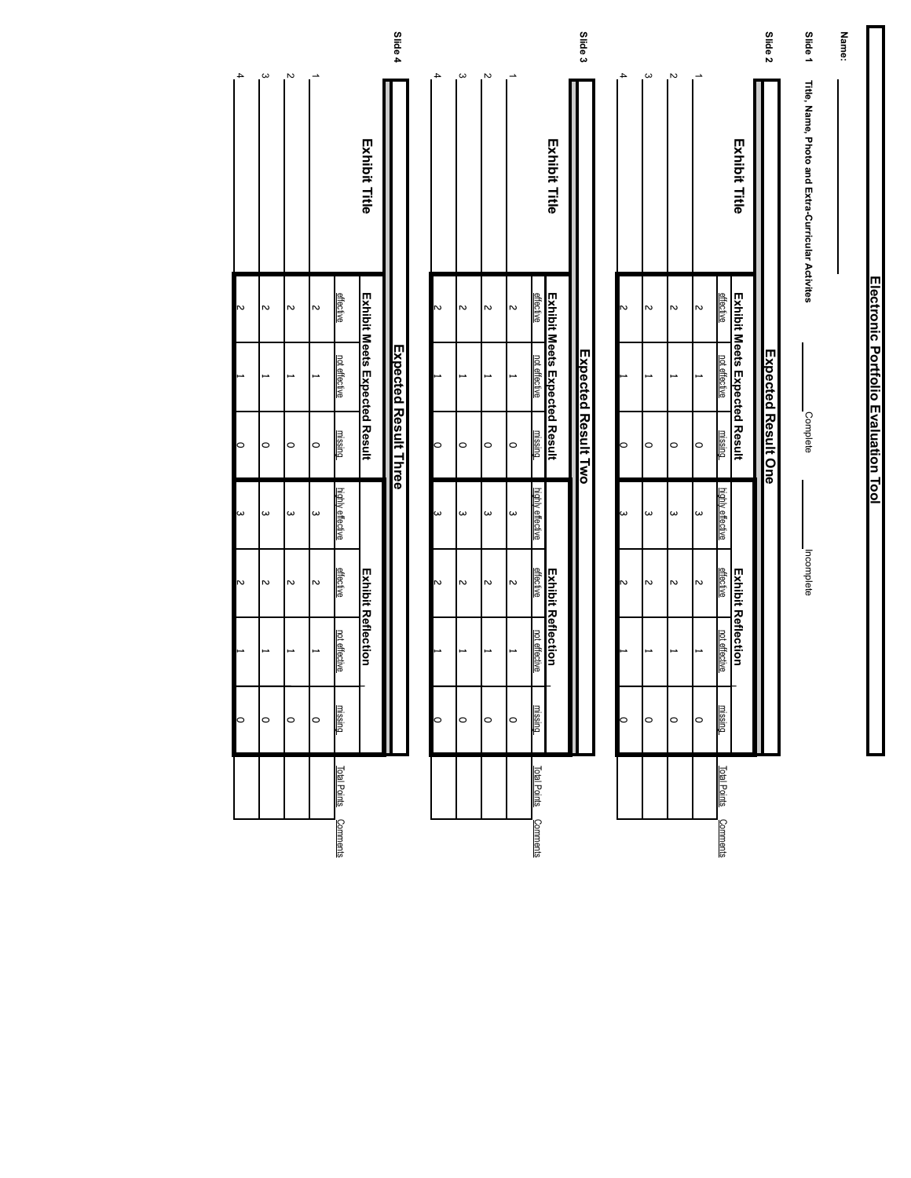# Electronic Portfolio Evaluation Tool

**Name:** ______________________

**Slide 1** **Title, Name, Photo and Extra-Curricular Activites** ______ Complete ______ Incomplete

**Slide 2**

## Expected Result One

| Exhibit Title | Exhibit Meets Expected Result | | | Exhibit Reflection | | | | Total Points | Comments |
|---|---|---|---|---|---|---|---|---|---|
| | effective | not effective | missing | highly effective | effective | not effective | missing | | |
| 1 | 2 | 1 | 0 | 3 | 2 | 1 | 0 | | |
| 2 | 2 | 1 | 0 | 3 | 2 | 1 | 0 | | |
| 3 | 2 | 1 | 0 | 3 | 2 | 1 | 0 | | |
| 4 | 2 | 1 | 0 | 3 | 2 | 1 | 0 | | |

**Slide 3**

## Expected Result Two

| Exhibit Title | Exhibit Meets Expected Result | | | Exhibit Reflection | | | | Total Points | Comments |
|---|---|---|---|---|---|---|---|---|---|
| | effective | not effective | missing | highly effective | effective | not effective | missing | | |
| 1 | 2 | 1 | 0 | 3 | 2 | 1 | 0 | | |
| 2 | 2 | 1 | 0 | 3 | 2 | 1 | 0 | | |
| 3 | 2 | 1 | 0 | 3 | 2 | 1 | 0 | | |
| 4 | 2 | 1 | 0 | 3 | 2 | 1 | 0 | | |

**Slide 4**

## Expected Result Three

| Exhibit Title | Exhibit Meets Expected Result | | | Exhibit Reflection | | | | Total Points | Comments |
|---|---|---|---|---|---|---|---|---|---|
| | effective | not effective | missing | highly effective | effective | not effective | missing | | |
| 1 | 2 | 1 | 0 | 3 | 2 | 1 | 0 | | |
| 2 | 2 | 1 | 0 | 3 | 2 | 1 | 0 | | |
| 3 | 2 | 1 | 0 | 3 | 2 | 1 | 0 | | |
| 4 | 2 | 1 | 0 | 3 | 2 | 1 | 0 | | |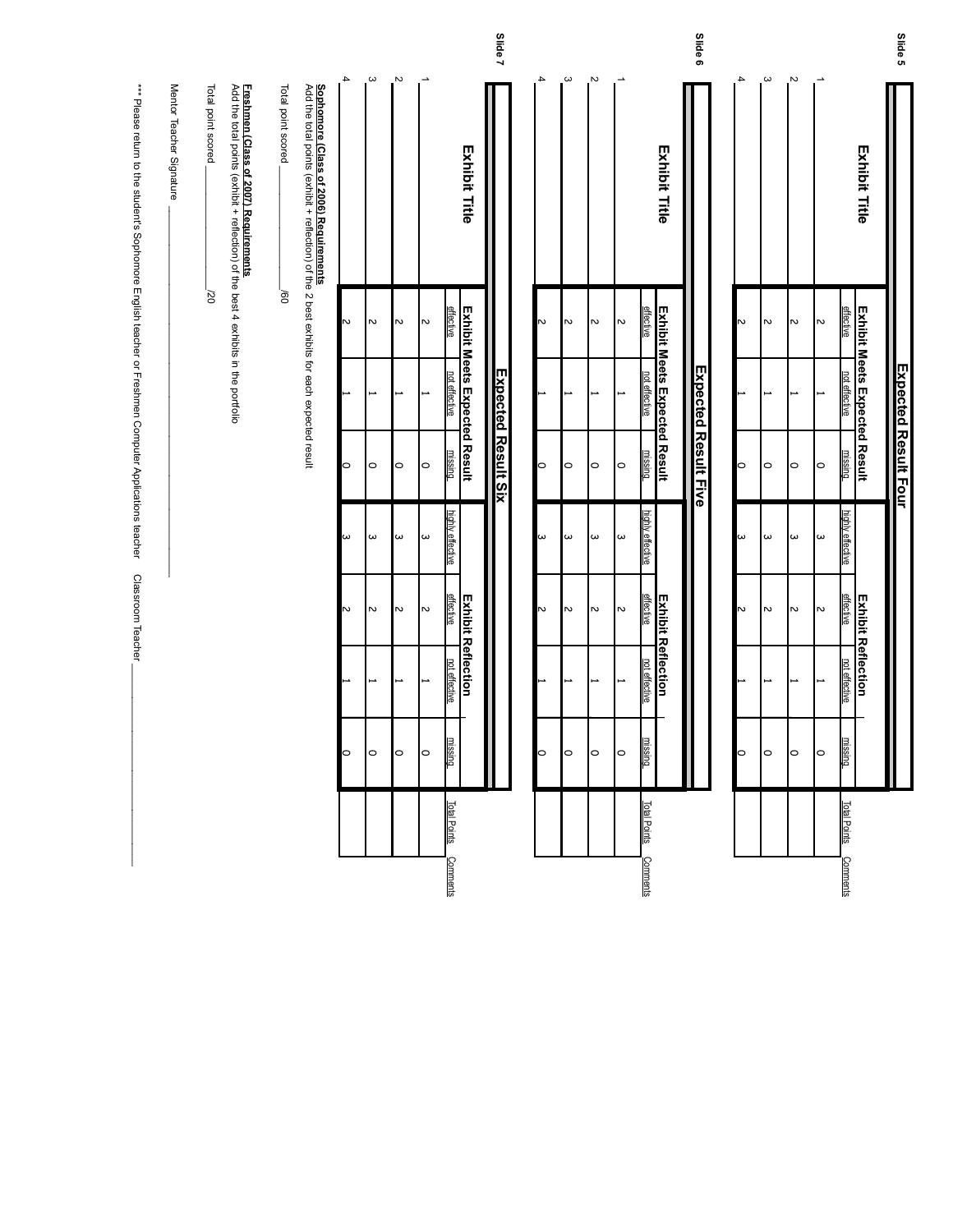## Slide 5

| | Exhibit Title | Expected Result Four | | | | | | | | |
|---|---|---|---|---|---|---|---|---|---|---|
| | | Exhibit Meets Expected Result | | | Exhibit Reflection | | | | | |
| | | effective | not effective | missing | highly effective | effective | not effective | missing | Total Points | Comments |
| 1 | | 2 | 1 | 0 | 3 | 2 | 1 | 0 | | |
| 2 | | 2 | 1 | 0 | 3 | 2 | 1 | 0 | | |
| 3 | | 2 | 1 | 0 | 3 | 2 | 1 | 0 | | |
| 4 | | 2 | 1 | 0 | 3 | 2 | 1 | 0 | | |

## Slide 6

| | Exhibit Title | Expected Result Five | | | | | | | | |
|---|---|---|---|---|---|---|---|---|---|---|
| | | Exhibit Meets Expected Result | | | Exhibit Reflection | | | | | |
| | | effective | not effective | missing | highly effective | effective | not effective | missing | Total Points | Comments |
| 1 | | 2 | 1 | 0 | 3 | 2 | 1 | 0 | | |
| 2 | | 2 | 1 | 0 | 3 | 2 | 1 | 0 | | |
| 3 | | 2 | 1 | 0 | 3 | 2 | 1 | 0 | | |
| 4 | | 2 | 1 | 0 | 3 | 2 | 1 | 0 | | |

## Slide 7

| | Exhibit Title | Expected Result Six | | | | | | | | |
|---|---|---|---|---|---|---|---|---|---|---|
| | | Exhibit Meets Expected Result | | | Exhibit Reflection | | | | | |
| | | effective | not effective | missing | highly effective | effective | not effective | missing | Total Points | Comments |
| 1 | | 2 | 1 | 0 | 3 | 2 | 1 | 0 | | |
| 2 | | 2 | 1 | 0 | 3 | 2 | 1 | 0 | | |
| 3 | | 2 | 1 | 0 | 3 | 2 | 1 | 0 | | |
| 4 | | 2 | 1 | 0 | 3 | 2 | 1 | 0 | | |

**Sophomore (Class of 2006) Requirements**
Add the total points (exhibit + reflection) of the 2 best exhibits for each expected result

Total point scored ____________/60

**Freshmen (Class of 2007) Requirements**
Add the total points (exhibit + reflection) of the best 4 exhibits in the portfolio

Total point scored ____________/20

Mentor Teacher Signature ______________________________

\*\*\* Please return to the student's Sophomore English teacher or Freshmen Computer Applications teacher     Classroom Teacher ______________________________